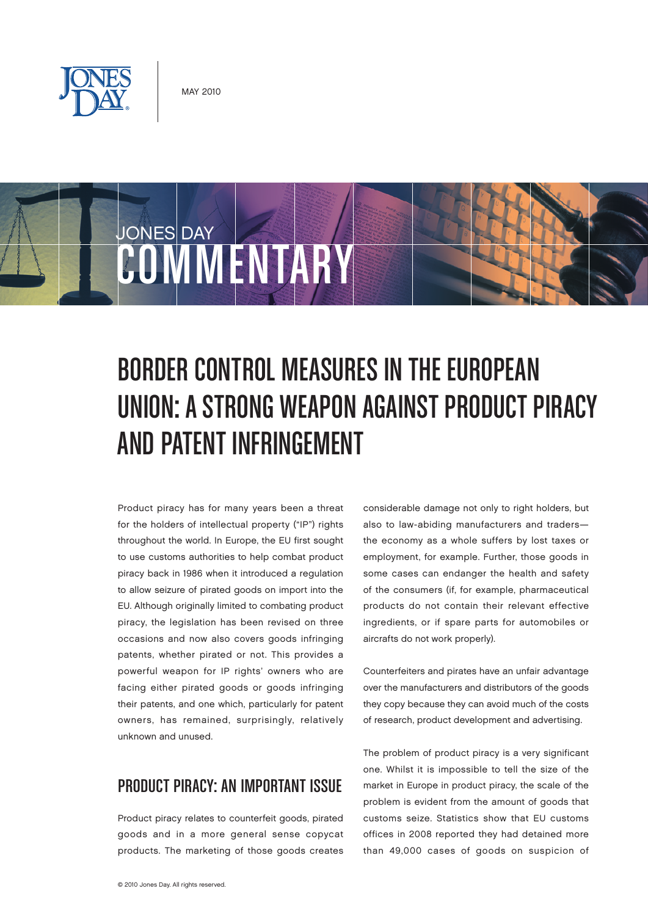# BORDER CONTROL MEASURES IN THE EUROPEAN UNION: A STRONG WEAPON AGAINST PRODUCT PIRACY AND PATENT INFRINGEMENT

Product piracy has for many years been a threat for the holders of intellectual property ("IP") rights throughout the world. In Europe, the EU first sought to use customs authorities to help combat product piracy back in 1986 when it introduced a regulation to allow seizure of pirated goods on import into the EU. Although originally limited to combating product piracy, the legislation has been revised on three occasions and now also covers goods infringing patents, whether pirated or not. This provides a powerful weapon for IP rights' owners who are facing either pirated goods or goods infringing their patents, and one which, particularly for patent owners, has remained, surprisingly, relatively unknown and unused.

## PRODUCT PIRACY: AN IMPORTANT ISSUE

Product piracy relates to counterfeit goods, pirated goods and in a more general sense copycat products. The marketing of those goods creates considerable damage not only to right holders, but also to law-abiding manufacturers and traders—the economy as a whole suffers by lost taxes or employment, for example. Further, those goods in some cases can endanger the health and safety of the consumers (if, for example, pharmaceutical products do not contain their relevant effective ingredients, or if spare parts for automobiles or aircrafts do not work properly).

Counterfeiters and pirates have an unfair advantage over the manufacturers and distributors of the goods they copy because they can avoid much of the costs of research, product development and advertising.

The problem of product piracy is a very significant one. Whilst it is impossible to tell the size of the market in Europe in product piracy, the scale of the problem is evident from the amount of goods that customs seize. Statistics show that EU customs offices in 2008 reported they had detained more than 49,000 cases of goods on suspicion of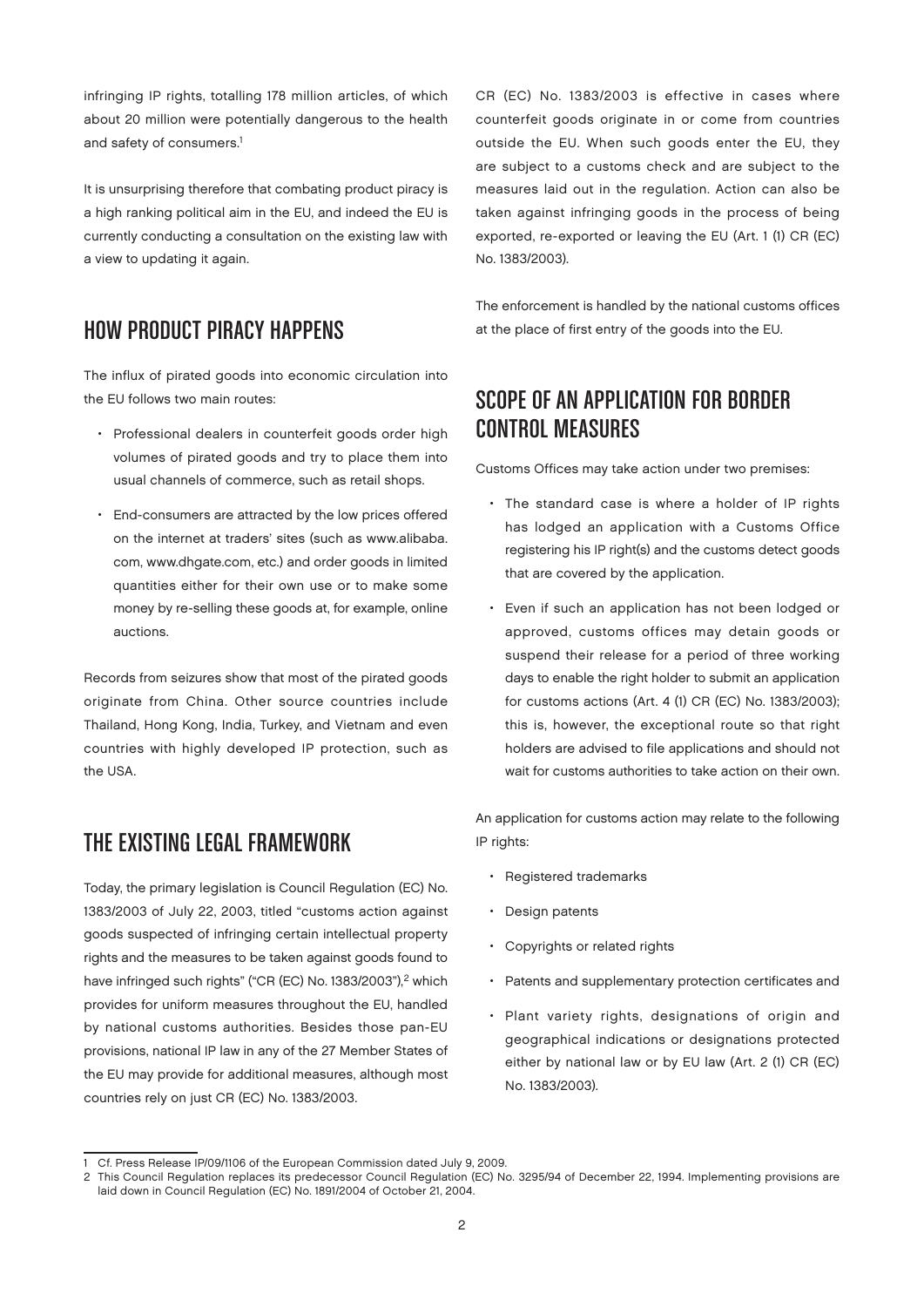infringing IP rights, totalling 178 million articles, of which about 20 million were potentially dangerous to the health and safety of consumers.[1]

It is unsurprising therefore that combating product piracy is a high ranking political aim in the EU, and indeed the EU is currently conducting a consultation on the existing law with a view to updating it again.

## HOW PRODUCT PIRACY HAPPENS

The influx of pirated goods into economic circulation into the EU follows two main routes:

- Professional dealers in counterfeit goods order high volumes of pirated goods and try to place them into usual channels of commerce, such as retail shops.
- End-consumers are attracted by the low prices offered on the internet at traders' sites (such as www.alibaba.com, www.dhgate.com, etc.) and order goods in limited quantities either for their own use or to make some money by re-selling these goods at, for example, online auctions.

Records from seizures show that most of the pirated goods originate from China. Other source countries include Thailand, Hong Kong, India, Turkey, and Vietnam and even countries with highly developed IP protection, such as the USA.

## THE EXISTING LEGAL FRAMEWORK

Today, the primary legislation is Council Regulation (EC) No. 1383/2003 of July 22, 2003, titled "customs action against goods suspected of infringing certain intellectual property rights and the measures to be taken against goods found to have infringed such rights" ("CR (EC) No. 1383/2003"),[2] which provides for uniform measures throughout the EU, handled by national customs authorities. Besides those pan-EU provisions, national IP law in any of the 27 Member States of the EU may provide for additional measures, although most countries rely on just CR (EC) No. 1383/2003.

CR (EC) No. 1383/2003 is effective in cases where counterfeit goods originate in or come from countries outside the EU. When such goods enter the EU, they are subject to a customs check and are subject to the measures laid out in the regulation. Action can also be taken against infringing goods in the process of being exported, re-exported or leaving the EU (Art. 1 (1) CR (EC) No. 1383/2003).

The enforcement is handled by the national customs offices at the place of first entry of the goods into the EU.

## SCOPE OF AN APPLICATION FOR BORDER CONTROL MEASURES

Customs Offices may take action under two premises:

- The standard case is where a holder of IP rights has lodged an application with a Customs Office registering his IP right(s) and the customs detect goods that are covered by the application.
- Even if such an application has not been lodged or approved, customs offices may detain goods or suspend their release for a period of three working days to enable the right holder to submit an application for customs actions (Art. 4 (1) CR (EC) No. 1383/2003); this is, however, the exceptional route so that right holders are advised to file applications and should not wait for customs authorities to take action on their own.

An application for customs action may relate to the following IP rights:

- Registered trademarks
- Design patents
- Copyrights or related rights
- Patents and supplementary protection certificates and
- Plant variety rights, designations of origin and geographical indications or designations protected either by national law or by EU law (Art. 2 (1) CR (EC) No. 1383/2003).

---

1 Cf. Press Release IP/09/1106 of the European Commission dated July 9, 2009.

2 This Council Regulation replaces its predecessor Council Regulation (EC) No. 3295/94 of December 22, 1994. Implementing provisions are laid down in Council Regulation (EC) No. 1891/2004 of October 21, 2004.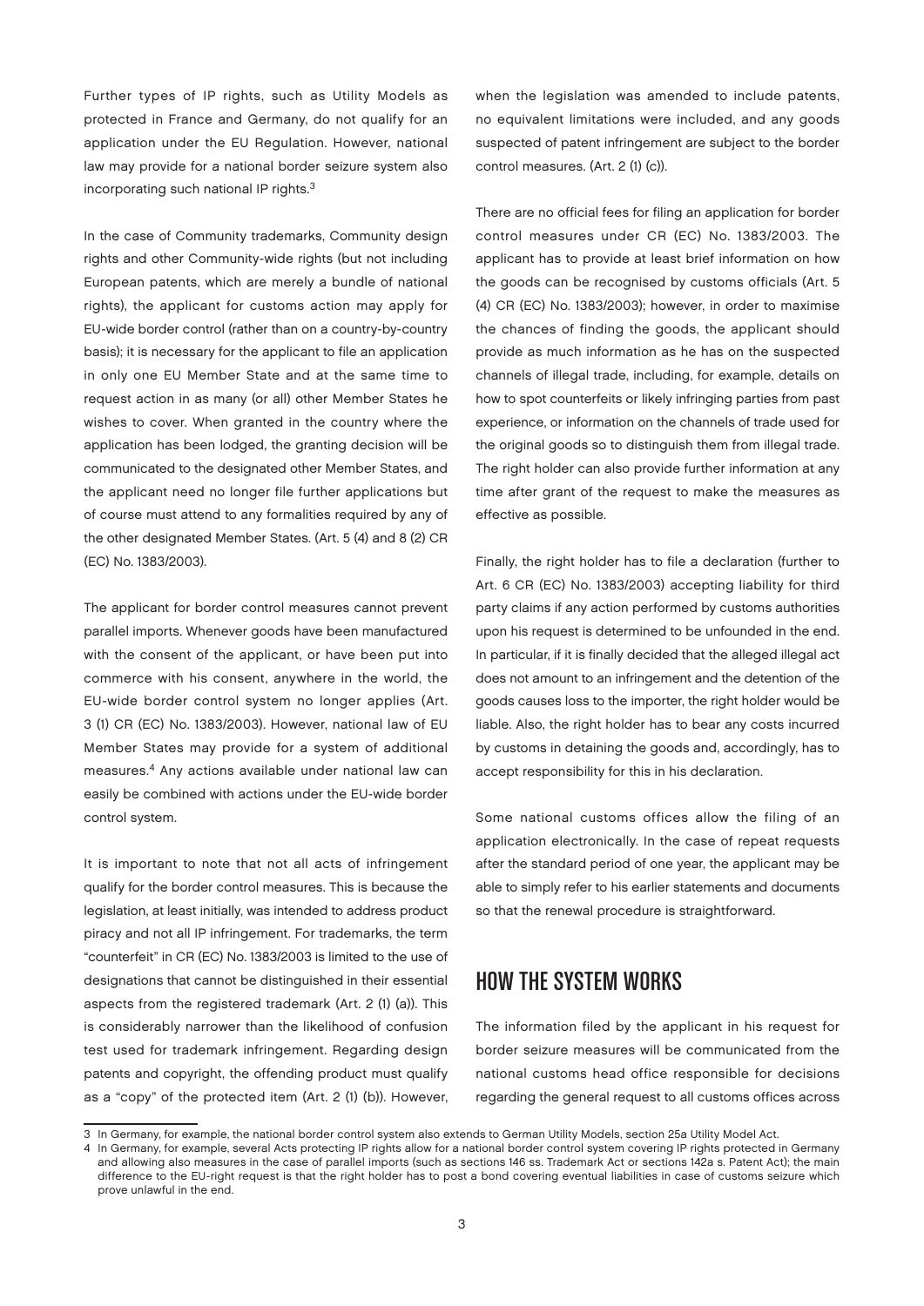Further types of IP rights, such as Utility Models as protected in France and Germany, do not qualify for an application under the EU Regulation. However, national law may provide for a national border seizure system also incorporating such national IP rights.[3]

In the case of Community trademarks, Community design rights and other Community-wide rights (but not including European patents, which are merely a bundle of national rights), the applicant for customs action may apply for EU-wide border control (rather than on a country-by-country basis); it is necessary for the applicant to file an application in only one EU Member State and at the same time to request action in as many (or all) other Member States he wishes to cover. When granted in the country where the application has been lodged, the granting decision will be communicated to the designated other Member States, and the applicant need no longer file further applications but of course must attend to any formalities required by any of the other designated Member States. (Art. 5 (4) and 8 (2) CR (EC) No. 1383/2003).

The applicant for border control measures cannot prevent parallel imports. Whenever goods have been manufactured with the consent of the applicant, or have been put into commerce with his consent, anywhere in the world, the EU-wide border control system no longer applies (Art. 3 (1) CR (EC) No. 1383/2003). However, national law of EU Member States may provide for a system of additional measures.[4] Any actions available under national law can easily be combined with actions under the EU-wide border control system.

It is important to note that not all acts of infringement qualify for the border control measures. This is because the legislation, at least initially, was intended to address product piracy and not all IP infringement. For trademarks, the term "counterfeit" in CR (EC) No. 1383/2003 is limited to the use of designations that cannot be distinguished in their essential aspects from the registered trademark (Art. 2 (1) (a)). This is considerably narrower than the likelihood of confusion test used for trademark infringement. Regarding design patents and copyright, the offending product must qualify as a "copy" of the protected item (Art. 2 (1) (b)). However, when the legislation was amended to include patents, no equivalent limitations were included, and any goods suspected of patent infringement are subject to the border control measures. (Art. 2 (1) (c)).

There are no official fees for filing an application for border control measures under CR (EC) No. 1383/2003. The applicant has to provide at least brief information on how the goods can be recognised by customs officials (Art. 5 (4) CR (EC) No. 1383/2003); however, in order to maximise the chances of finding the goods, the applicant should provide as much information as he has on the suspected channels of illegal trade, including, for example, details on how to spot counterfeits or likely infringing parties from past experience, or information on the channels of trade used for the original goods so to distinguish them from illegal trade. The right holder can also provide further information at any time after grant of the request to make the measures as effective as possible.

Finally, the right holder has to file a declaration (further to Art. 6 CR (EC) No. 1383/2003) accepting liability for third party claims if any action performed by customs authorities upon his request is determined to be unfounded in the end. In particular, if it is finally decided that the alleged illegal act does not amount to an infringement and the detention of the goods causes loss to the importer, the right holder would be liable. Also, the right holder has to bear any costs incurred by customs in detaining the goods and, accordingly, has to accept responsibility for this in his declaration.

Some national customs offices allow the filing of an application electronically. In the case of repeat requests after the standard period of one year, the applicant may be able to simply refer to his earlier statements and documents so that the renewal procedure is straightforward.

## HOW THE SYSTEM WORKS

The information filed by the applicant in his request for border seizure measures will be communicated from the national customs head office responsible for decisions regarding the general request to all customs offices across

---

3 In Germany, for example, the national border control system also extends to German Utility Models, section 25a Utility Model Act.

4 In Germany, for example, several Acts protecting IP rights allow for a national border control system covering IP rights protected in Germany and allowing also measures in the case of parallel imports (such as sections 146 ss. Trademark Act or sections 142a s. Patent Act); the main difference to the EU-right request is that the right holder has to post a bond covering eventual liabilities in case of customs seizure which prove unlawful in the end.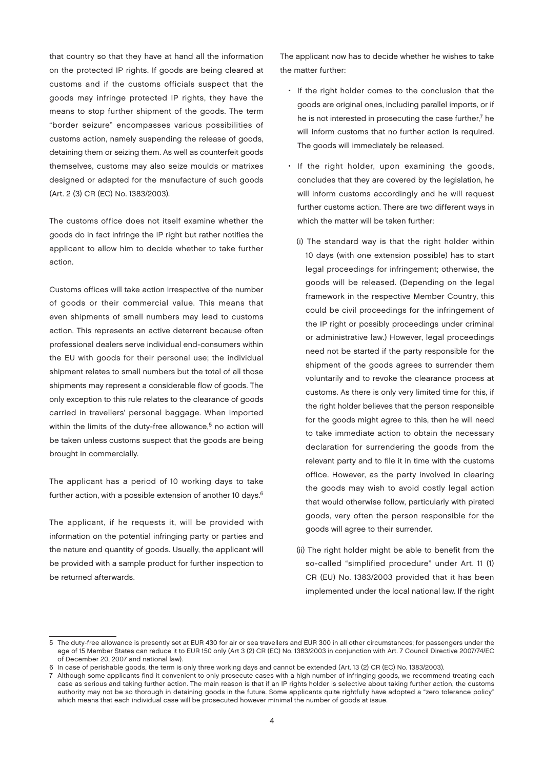that country so that they have at hand all the information on the protected IP rights. If goods are being cleared at customs and if the customs officials suspect that the goods may infringe protected IP rights, they have the means to stop further shipment of the goods. The term "border seizure" encompasses various possibilities of customs action, namely suspending the release of goods, detaining them or seizing them. As well as counterfeit goods themselves, customs may also seize moulds or matrixes designed or adapted for the manufacture of such goods (Art. 2 (3) CR (EC) No. 1383/2003).

The customs office does not itself examine whether the goods do in fact infringe the IP right but rather notifies the applicant to allow him to decide whether to take further action.

Customs offices will take action irrespective of the number of goods or their commercial value. This means that even shipments of small numbers may lead to customs action. This represents an active deterrent because often professional dealers serve individual end-consumers within the EU with goods for their personal use; the individual shipment relates to small numbers but the total of all those shipments may represent a considerable flow of goods. The only exception to this rule relates to the clearance of goods carried in travellers' personal baggage. When imported within the limits of the duty-free allowance,[5] no action will be taken unless customs suspect that the goods are being brought in commercially.

The applicant has a period of 10 working days to take further action, with a possible extension of another 10 days.[6]

The applicant, if he requests it, will be provided with information on the potential infringing party or parties and the nature and quantity of goods. Usually, the applicant will be provided with a sample product for further inspection to be returned afterwards.

The applicant now has to decide whether he wishes to take the matter further:

- If the right holder comes to the conclusion that the goods are original ones, including parallel imports, or if he is not interested in prosecuting the case further,[7] he will inform customs that no further action is required. The goods will immediately be released.
- If the right holder, upon examining the goods, concludes that they are covered by the legislation, he will inform customs accordingly and he will request further customs action. There are two different ways in which the matter will be taken further:

  (i) The standard way is that the right holder within 10 days (with one extension possible) has to start legal proceedings for infringement; otherwise, the goods will be released. (Depending on the legal framework in the respective Member Country, this could be civil proceedings for the infringement of the IP right or possibly proceedings under criminal or administrative law.) However, legal proceedings need not be started if the party responsible for the shipment of the goods agrees to surrender them voluntarily and to revoke the clearance process at customs. As there is only very limited time for this, if the right holder believes that the person responsible for the goods might agree to this, then he will need to take immediate action to obtain the necessary declaration for surrendering the goods from the relevant party and to file it in time with the customs office. However, as the party involved in clearing the goods may wish to avoid costly legal action that would otherwise follow, particularly with pirated goods, very often the person responsible for the goods will agree to their surrender.

  (ii) The right holder might be able to benefit from the so-called "simplified procedure" under Art. 11 (1) CR (EU) No. 1383/2003 provided that it has been implemented under the local national law. If the right

---

5 The duty-free allowance is presently set at EUR 430 for air or sea travellers and EUR 300 in all other circumstances; for passengers under the age of 15 Member States can reduce it to EUR 150 only (Art 3 (2) CR (EC) No. 1383/2003 in conjunction with Art. 7 Council Directive 2007/74/EC of December 20, 2007 and national law).

6 In case of perishable goods, the term is only three working days and cannot be extended (Art. 13 (2) CR (EC) No. 1383/2003).

7 Although some applicants find it convenient to only prosecute cases with a high number of infringing goods, we recommend treating each case as serious and taking further action. The main reason is that if an IP rights holder is selective about taking further action, the customs authority may not be so thorough in detaining goods in the future. Some applicants quite rightfully have adopted a "zero tolerance policy" which means that each individual case will be prosecuted however minimal the number of goods at issue.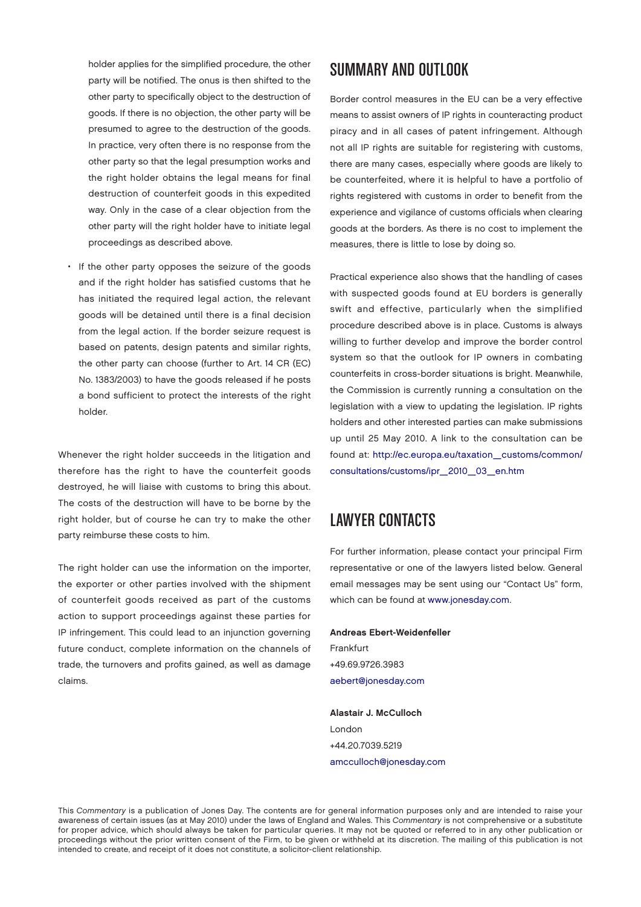holder applies for the simplified procedure, the other party will be notified. The onus is then shifted to the other party to specifically object to the destruction of goods. If there is no objection, the other party will be presumed to agree to the destruction of the goods. In practice, very often there is no response from the other party so that the legal presumption works and the right holder obtains the legal means for final destruction of counterfeit goods in this expedited way. Only in the case of a clear objection from the other party will the right holder have to initiate legal proceedings as described above.

- If the other party opposes the seizure of the goods and if the right holder has satisfied customs that he has initiated the required legal action, the relevant goods will be detained until there is a final decision from the legal action. If the border seizure request is based on patents, design patents and similar rights, the other party can choose (further to Art. 14 CR (EC) No. 1383/2003) to have the goods released if he posts a bond sufficient to protect the interests of the right holder.

Whenever the right holder succeeds in the litigation and therefore has the right to have the counterfeit goods destroyed, he will liaise with customs to bring this about. The costs of the destruction will have to be borne by the right holder, but of course he can try to make the other party reimburse these costs to him.

The right holder can use the information on the importer, the exporter or other parties involved with the shipment of counterfeit goods received as part of the customs action to support proceedings against these parties for IP infringement. This could lead to an injunction governing future conduct, complete information on the channels of trade, the turnovers and profits gained, as well as damage claims.

## SUMMARY AND OUTLOOK

Border control measures in the EU can be a very effective means to assist owners of IP rights in counteracting product piracy and in all cases of patent infringement. Although not all IP rights are suitable for registering with customs, there are many cases, especially where goods are likely to be counterfeited, where it is helpful to have a portfolio of rights registered with customs in order to benefit from the experience and vigilance of customs officials when clearing goods at the borders. As there is no cost to implement the measures, there is little to lose by doing so.

Practical experience also shows that the handling of cases with suspected goods found at EU borders is generally swift and effective, particularly when the simplified procedure described above is in place. Customs is always willing to further develop and improve the border control system so that the outlook for IP owners in combating counterfeits in cross-border situations is bright. Meanwhile, the Commission is currently running a consultation on the legislation with a view to updating the legislation. IP rights holders and other interested parties can make submissions up until 25 May 2010. A link to the consultation can be found at: http://ec.europa.eu/taxation_customs/common/consultations/customs/ipr_2010_03_en.htm

## LAWYER CONTACTS

For further information, please contact your principal Firm representative or one of the lawyers listed below. General email messages may be sent using our "Contact Us" form, which can be found at www.jonesday.com.

**Andreas Ebert-Weidenfeller**
Frankfurt
+49.69.9726.3983
aebert@jonesday.com

**Alastair J. McCulloch**
London
+44.20.7039.5219
amcculloch@jonesday.com

This *Commentary* is a publication of Jones Day. The contents are for general information purposes only and are intended to raise your awareness of certain issues (as at May 2010) under the laws of England and Wales. This *Commentary* is not comprehensive or a substitute for proper advice, which should always be taken for particular queries. It may not be quoted or referred to in any other publication or proceedings without the prior written consent of the Firm, to be given or withheld at its discretion. The mailing of this publication is not intended to create, and receipt of it does not constitute, a solicitor-client relationship.